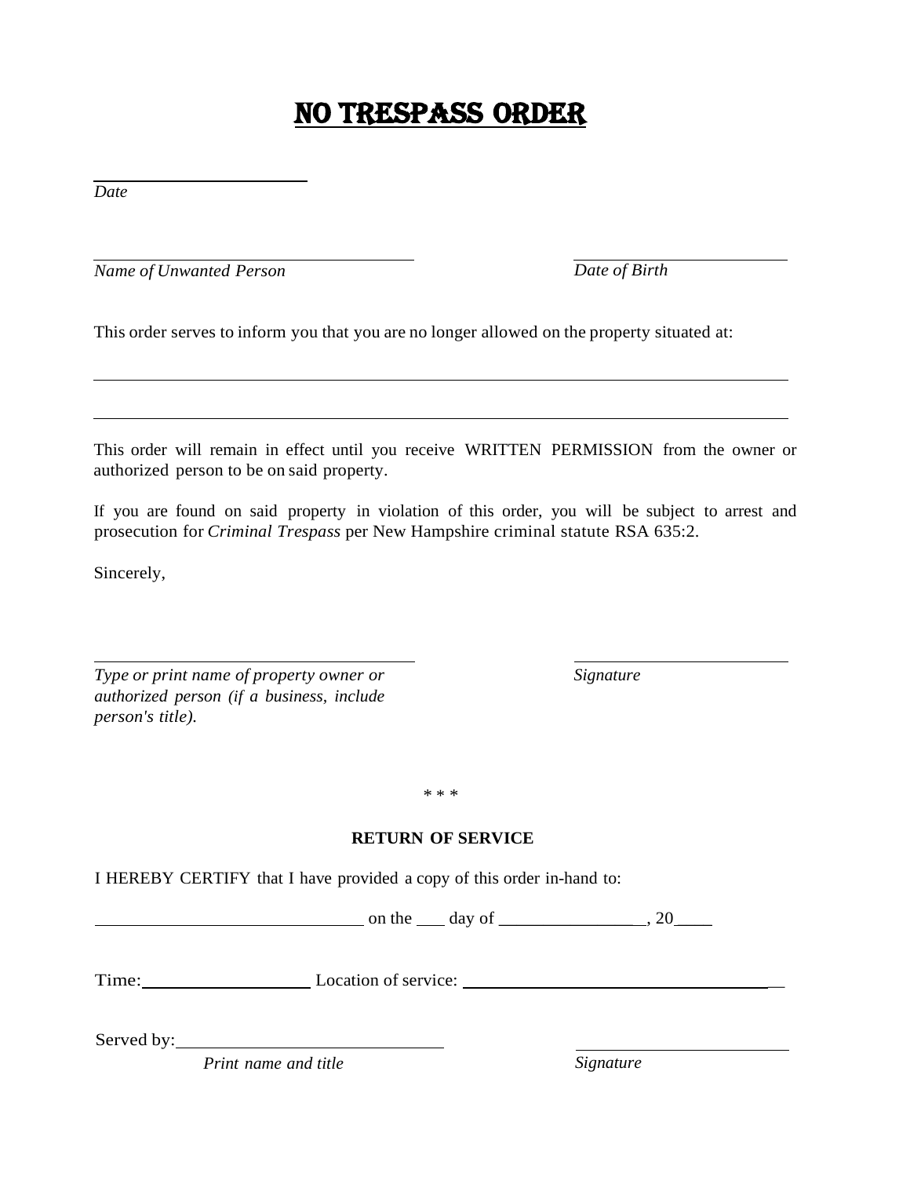# NO TRESPASS ORDER

______________________
*Date*

______________________________ ______________________
*Name of Unwanted Person* *Date of Birth*

This order serves to inform you that you are no longer allowed on the property situated at:

______________________________________________________________________

______________________________________________________________________

This order will remain in effect until you receive WRITTEN PERMISSION from the owner or authorized person to be on said property.

If you are found on said property in violation of this order, you will be subject to arrest and prosecution for *Criminal Trespass* per New Hampshire criminal statute RSA 635:2.

Sincerely,

______________________________ ______________________
*Type or print name of property owner or authorized person (if a business, include person's title).* *Signature*

\* \* \*

**RETURN OF SERVICE**

I HEREBY CERTIFY that I have provided a copy of this order in-hand to:

______________________________ on the ___ day of ________________, 20____

Time: __________________ Location of service: __________________________________

Served by: ______________________________ ______________________
*Print name and title* *Signature*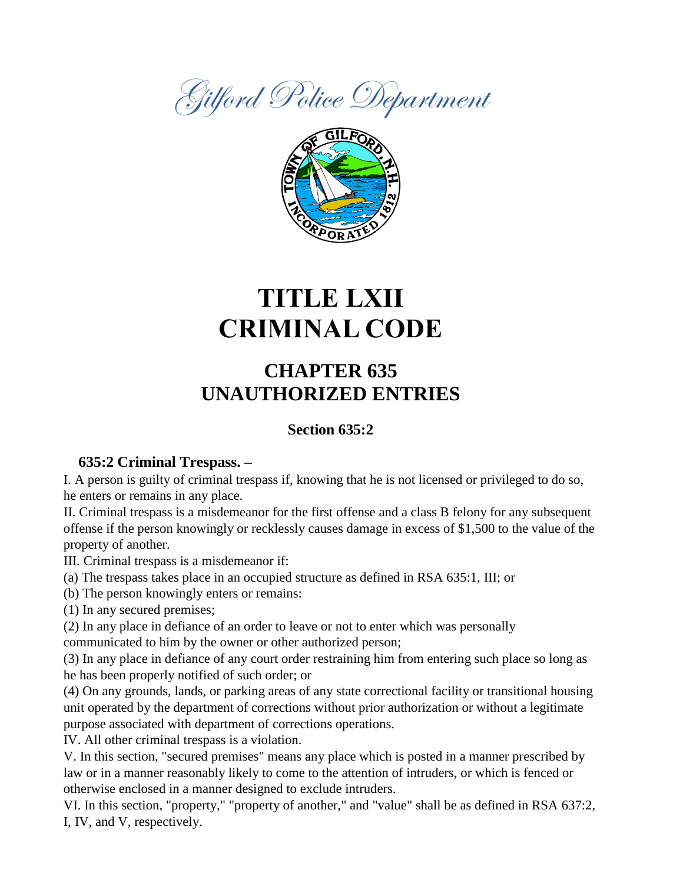# Gilford Police Department

# TITLE LXII
# CRIMINAL CODE

## CHAPTER 635
## UNAUTHORIZED ENTRIES

### Section 635:2

### 635:2 Criminal Trespass. –

I. A person is guilty of criminal trespass if, knowing that he is not licensed or privileged to do so, he enters or remains in any place.

II. Criminal trespass is a misdemeanor for the first offense and a class B felony for any subsequent offense if the person knowingly or recklessly causes damage in excess of $1,500 to the value of the property of another.

III. Criminal trespass is a misdemeanor if:

(a) The trespass takes place in an occupied structure as defined in RSA 635:1, III; or

(b) The person knowingly enters or remains:

(1) In any secured premises;

(2) In any place in defiance of an order to leave or not to enter which was personally communicated to him by the owner or other authorized person;

(3) In any place in defiance of any court order restraining him from entering such place so long as he has been properly notified of such order; or

(4) On any grounds, lands, or parking areas of any state correctional facility or transitional housing unit operated by the department of corrections without prior authorization or without a legitimate purpose associated with department of corrections operations.

IV. All other criminal trespass is a violation.

V. In this section, "secured premises" means any place which is posted in a manner prescribed by law or in a manner reasonably likely to come to the attention of intruders, or which is fenced or otherwise enclosed in a manner designed to exclude intruders.

VI. In this section, "property," "property of another," and "value" shall be as defined in RSA 637:2, I, IV, and V, respectively.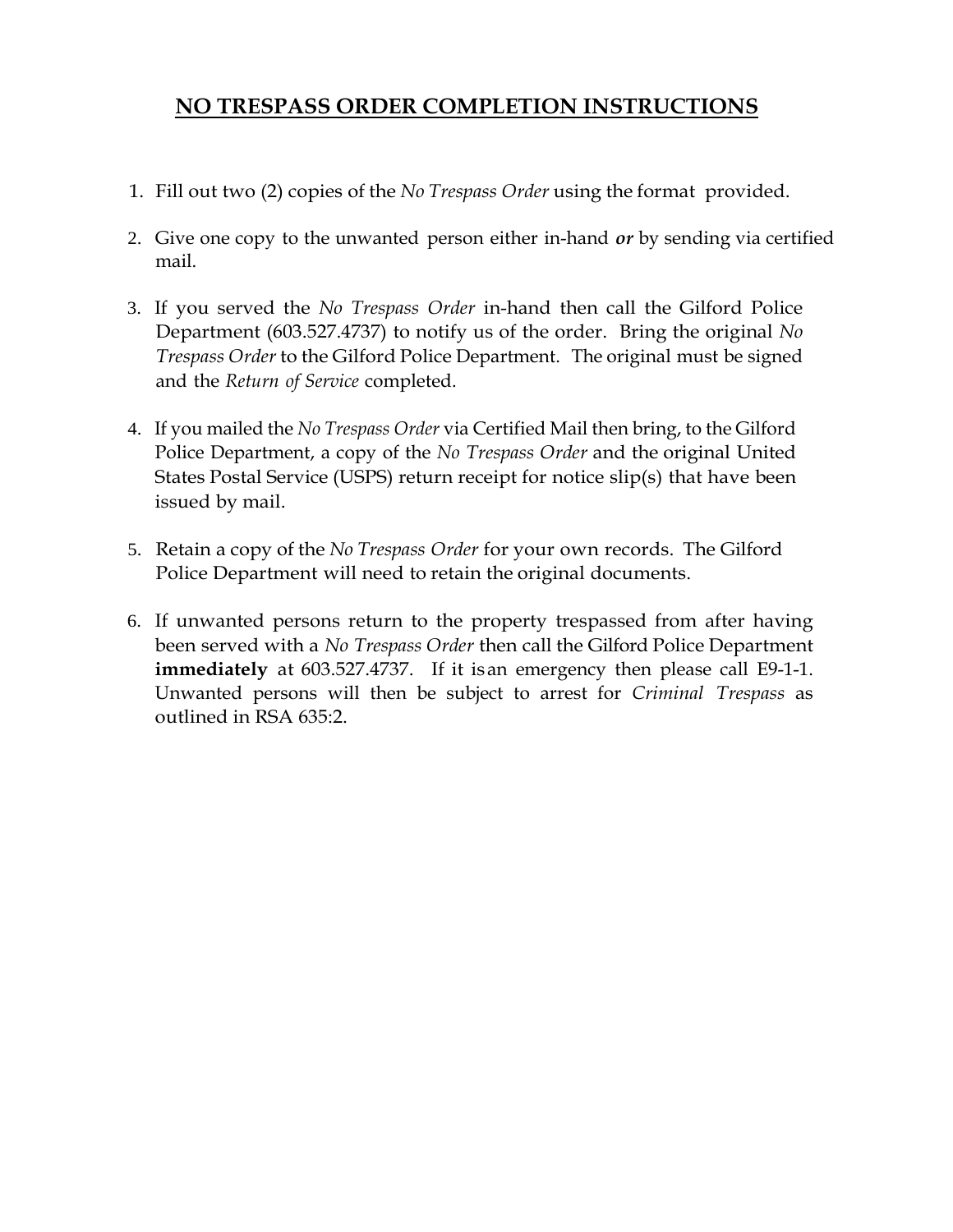## NO TRESPASS ORDER COMPLETION INSTRUCTIONS

1. Fill out two (2) copies of the *No Trespass Order* using the format provided.
2. Give one copy to the unwanted person either in-hand ***or*** by sending via certified mail.
3. If you served the *No Trespass Order* in-hand then call the Gilford Police Department (603.527.4737) to notify us of the order. Bring the original *No Trespass Order* to the Gilford Police Department. The original must be signed and the *Return of Service* completed.
4. If you mailed the *No Trespass Order* via Certified Mail then bring, to the Gilford Police Department, a copy of the *No Trespass Order* and the original United States Postal Service (USPS) return receipt for notice slip(s) that have been issued by mail.
5. Retain a copy of the *No Trespass Order* for your own records. The Gilford Police Department will need to retain the original documents.
6. If unwanted persons return to the property trespassed from after having been served with a *No Trespass Order* then call the Gilford Police Department **immediately** at 603.527.4737. If it is an emergency then please call E9-1-1. Unwanted persons will then be subject to arrest for *Criminal Trespass* as outlined in RSA 635:2.